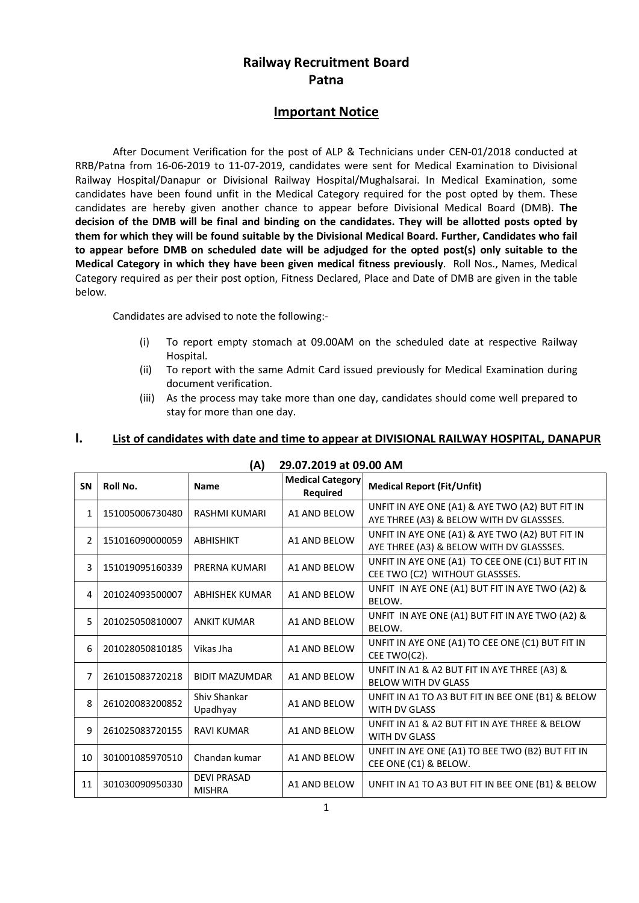# Railway Recruitment Board
# Patna

## Important Notice

After Document Verification for the post of ALP & Technicians under CEN-01/2018 conducted at RRB/Patna from 16-06-2019 to 11-07-2019, candidates were sent for Medical Examination to Divisional Railway Hospital/Danapur or Divisional Railway Hospital/Mughalsarai. In Medical Examination, some candidates have been found unfit in the Medical Category required for the post opted by them. These candidates are hereby given another chance to appear before Divisional Medical Board (DMB). **The decision of the DMB will be final and binding on the candidates. They will be allotted posts opted by them for which they will be found suitable by the Divisional Medical Board. Further, Candidates who fail to appear before DMB on scheduled date will be adjudged for the opted post(s) only suitable to the Medical Category in which they have been given medical fitness previously**. Roll Nos., Names, Medical Category required as per their post option, Fitness Declared, Place and Date of DMB are given in the table below.

Candidates are advised to note the following:-

- (i) To report empty stomach at 09.00AM on the scheduled date at respective Railway Hospital.
- (ii) To report with the same Admit Card issued previously for Medical Examination during document verification.
- (iii) As the process may take more than one day, candidates should come well prepared to stay for more than one day.

## I. List of candidates with date and time to appear at DIVISIONAL RAILWAY HOSPITAL, DANAPUR

### (A) 29.07.2019 at 09.00 AM

| SN | Roll No. | Name | Medical Category Required | Medical Report (Fit/Unfit) |
|---|---|---|---|---|
| 1 | 151005006730480 | RASHMI KUMARI | A1 AND BELOW | UNFIT IN AYE ONE (A1) & AYE TWO (A2) BUT FIT IN AYE THREE (A3) & BELOW WITH DV GLASSSES. |
| 2 | 151016090000059 | ABHISHIKT | A1 AND BELOW | UNFIT IN AYE ONE (A1) & AYE TWO (A2) BUT FIT IN AYE THREE (A3) & BELOW WITH DV GLASSSES. |
| 3 | 151019095160339 | PRERNA KUMARI | A1 AND BELOW | UNFIT IN AYE ONE (A1) TO CEE ONE (C1) BUT FIT IN CEE TWO (C2) WITHOUT GLASSSES. |
| 4 | 201024093500007 | ABHISHEK KUMAR | A1 AND BELOW | UNFIT IN AYE ONE (A1) BUT FIT IN AYE TWO (A2) & BELOW. |
| 5 | 201025050810007 | ANKIT KUMAR | A1 AND BELOW | UNFIT IN AYE ONE (A1) BUT FIT IN AYE TWO (A2) & BELOW. |
| 6 | 201028050810185 | Vikas Jha | A1 AND BELOW | UNFIT IN AYE ONE (A1) TO CEE ONE (C1) BUT FIT IN CEE TWO(C2). |
| 7 | 261015083720218 | BIDIT MAZUMDAR | A1 AND BELOW | UNFIT IN A1 & A2 BUT FIT IN AYE THREE (A3) & BELOW WITH DV GLASS |
| 8 | 261020083200852 | Shiv Shankar Upadhyay | A1 AND BELOW | UNFIT IN A1 TO A3 BUT FIT IN BEE ONE (B1) & BELOW WITH DV GLASS |
| 9 | 261025083720155 | RAVI KUMAR | A1 AND BELOW | UNFIT IN A1 & A2 BUT FIT IN AYE THREE & BELOW WITH DV GLASS |
| 10 | 301001085970510 | Chandan kumar | A1 AND BELOW | UNFIT IN AYE ONE (A1) TO BEE TWO (B2) BUT FIT IN CEE ONE (C1) & BELOW. |
| 11 | 301030090950330 | DEVI PRASAD MISHRA | A1 AND BELOW | UNFIT IN A1 TO A3 BUT FIT IN BEE ONE (B1) & BELOW |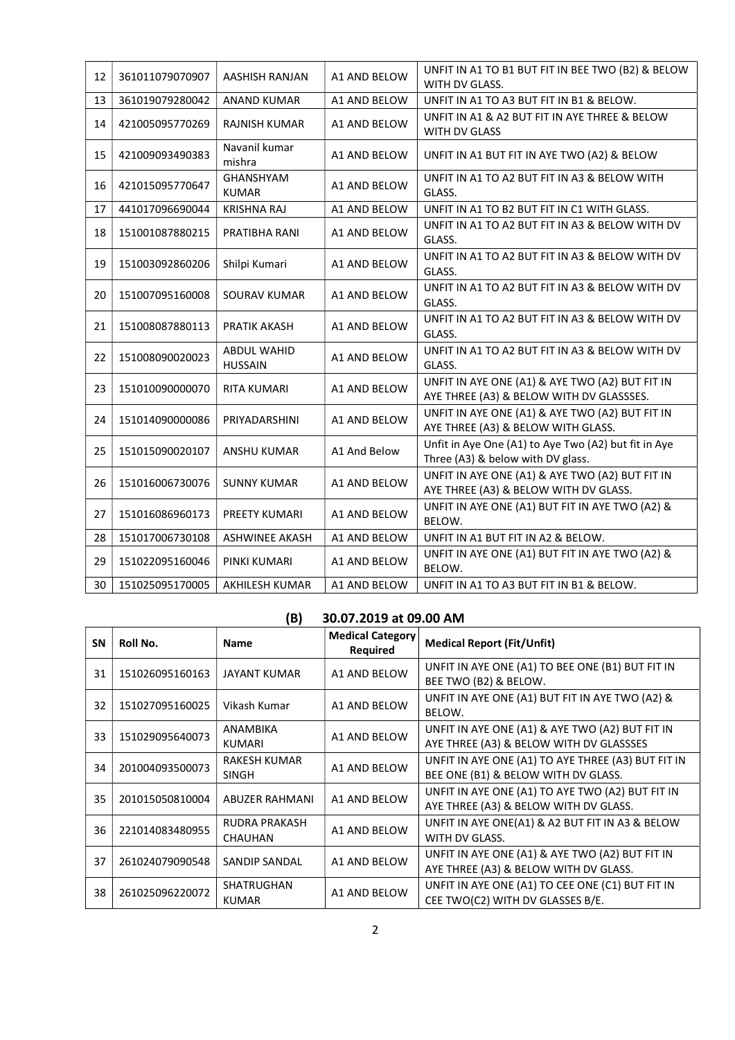| 12 | 361011079070907 | AASHISH RANJAN | A1 AND BELOW | UNFIT IN A1 TO B1 BUT FIT IN BEE TWO (B2) & BELOW WITH DV GLASS. |
|---|---|---|---|---|
| 13 | 361019079280042 | ANAND KUMAR | A1 AND BELOW | UNFIT IN A1 TO A3 BUT FIT IN B1 & BELOW. |
| 14 | 421005095770269 | RAJNISH KUMAR | A1 AND BELOW | UNFIT IN A1 & A2 BUT FIT IN AYE THREE & BELOW WITH DV GLASS |
| 15 | 421009093490383 | Navanil kumar mishra | A1 AND BELOW | UNFIT IN A1 BUT FIT IN AYE TWO (A2) & BELOW |
| 16 | 421015095770647 | GHANSHYAM KUMAR | A1 AND BELOW | UNFIT IN A1 TO A2 BUT FIT IN A3 & BELOW WITH GLASS. |
| 17 | 441017096690044 | KRISHNA RAJ | A1 AND BELOW | UNFIT IN A1 TO B2 BUT FIT IN C1 WITH GLASS. |
| 18 | 151001087880215 | PRATIBHA RANI | A1 AND BELOW | UNFIT IN A1 TO A2 BUT FIT IN A3 & BELOW WITH DV GLASS. |
| 19 | 151003092860206 | Shilpi Kumari | A1 AND BELOW | UNFIT IN A1 TO A2 BUT FIT IN A3 & BELOW WITH DV GLASS. |
| 20 | 151007095160008 | SOURAV KUMAR | A1 AND BELOW | UNFIT IN A1 TO A2 BUT FIT IN A3 & BELOW WITH DV GLASS. |
| 21 | 151008087880113 | PRATIK AKASH | A1 AND BELOW | UNFIT IN A1 TO A2 BUT FIT IN A3 & BELOW WITH DV GLASS. |
| 22 | 151008090020023 | ABDUL WAHID HUSSAIN | A1 AND BELOW | UNFIT IN A1 TO A2 BUT FIT IN A3 & BELOW WITH DV GLASS. |
| 23 | 151010090000070 | RITA KUMARI | A1 AND BELOW | UNFIT IN AYE ONE (A1) & AYE TWO (A2) BUT FIT IN AYE THREE (A3) & BELOW WITH DV GLASSSES. |
| 24 | 151014090000086 | PRIYADARSHINI | A1 AND BELOW | UNFIT IN AYE ONE (A1) & AYE TWO (A2) BUT FIT IN AYE THREE (A3) & BELOW WITH GLASS. |
| 25 | 151015090020107 | ANSHU KUMAR | A1 And Below | Unfit in Aye One (A1) to Aye Two (A2) but fit in Aye Three (A3) & below with DV glass. |
| 26 | 151016006730076 | SUNNY KUMAR | A1 AND BELOW | UNFIT IN AYE ONE (A1) & AYE TWO (A2) BUT FIT IN AYE THREE (A3) & BELOW WITH DV GLASS. |
| 27 | 151016086960173 | PREETY KUMARI | A1 AND BELOW | UNFIT IN AYE ONE (A1) BUT FIT IN AYE TWO (A2) & BELOW. |
| 28 | 151017006730108 | ASHWINEE AKASH | A1 AND BELOW | UNFIT IN A1 BUT FIT IN A2 & BELOW. |
| 29 | 151022095160046 | PINKI KUMARI | A1 AND BELOW | UNFIT IN AYE ONE (A1) BUT FIT IN AYE TWO (A2) & BELOW. |
| 30 | 151025095170005 | AKHILESH KUMAR | A1 AND BELOW | UNFIT IN A1 TO A3 BUT FIT IN B1 & BELOW. |

## (B) 30.07.2019 at 09.00 AM

| SN | Roll No. | Name | Medical Category Required | Medical Report (Fit/Unfit) |
|---|---|---|---|---|
| 31 | 151026095160163 | JAYANT KUMAR | A1 AND BELOW | UNFIT IN AYE ONE (A1) TO BEE ONE (B1) BUT FIT IN BEE TWO (B2) & BELOW. |
| 32 | 151027095160025 | Vikash Kumar | A1 AND BELOW | UNFIT IN AYE ONE (A1) BUT FIT IN AYE TWO (A2) & BELOW. |
| 33 | 151029095640073 | ANAMBIKA KUMARI | A1 AND BELOW | UNFIT IN AYE ONE (A1) & AYE TWO (A2) BUT FIT IN AYE THREE (A3) & BELOW WITH DV GLASSSES |
| 34 | 201004093500073 | RAKESH KUMAR SINGH | A1 AND BELOW | UNFIT IN AYE ONE (A1) TO AYE THREE (A3) BUT FIT IN BEE ONE (B1) & BELOW WITH DV GLASS. |
| 35 | 201015050810004 | ABUZER RAHMANI | A1 AND BELOW | UNFIT IN AYE ONE (A1) TO AYE TWO (A2) BUT FIT IN AYE THREE (A3) & BELOW WITH DV GLASS. |
| 36 | 221014083480955 | RUDRA PRAKASH CHAUHAN | A1 AND BELOW | UNFIT IN AYE ONE(A1) & A2 BUT FIT IN A3 & BELOW WITH DV GLASS. |
| 37 | 261024079090548 | SANDIP SANDAL | A1 AND BELOW | UNFIT IN AYE ONE (A1) & AYE TWO (A2) BUT FIT IN AYE THREE (A3) & BELOW WITH DV GLASS. |
| 38 | 261025096220072 | SHATRUGHAN KUMAR | A1 AND BELOW | UNFIT IN AYE ONE (A1) TO CEE ONE (C1) BUT FIT IN CEE TWO(C2) WITH DV GLASSES B/E. |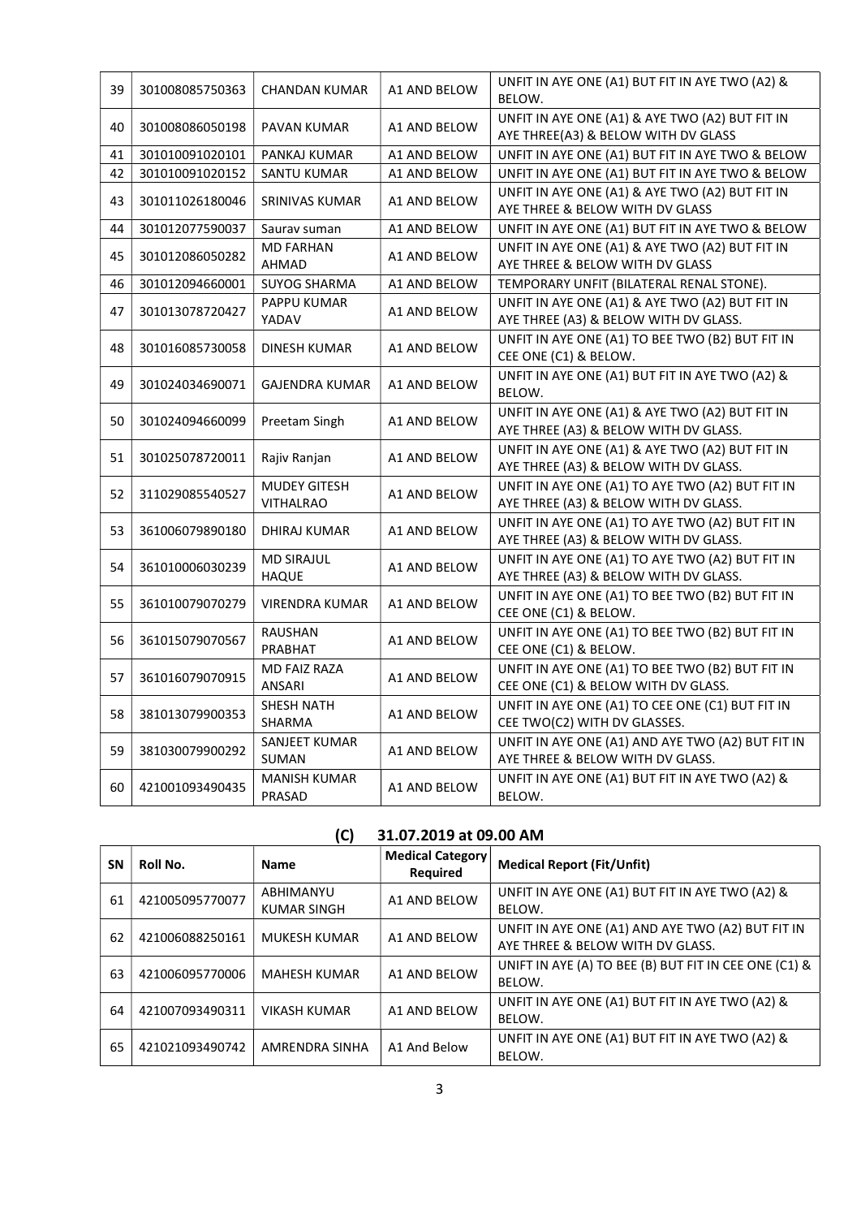| 39 | 301008085750363 | CHANDAN KUMAR | A1 AND BELOW | UNFIT IN AYE ONE (A1) BUT FIT IN AYE TWO (A2) & BELOW. |
|---|---|---|---|---|
| 40 | 301008086050198 | PAVAN KUMAR | A1 AND BELOW | UNFIT IN AYE ONE (A1) & AYE TWO (A2) BUT FIT IN AYE THREE(A3) & BELOW WITH DV GLASS |
| 41 | 301010091020101 | PANKAJ KUMAR | A1 AND BELOW | UNFIT IN AYE ONE (A1) BUT FIT IN AYE TWO & BELOW |
| 42 | 301010091020152 | SANTU KUMAR | A1 AND BELOW | UNFIT IN AYE ONE (A1) BUT FIT IN AYE TWO & BELOW |
| 43 | 301011026180046 | SRINIVAS KUMAR | A1 AND BELOW | UNFIT IN AYE ONE (A1) & AYE TWO (A2) BUT FIT IN AYE THREE & BELOW WITH DV GLASS |
| 44 | 301012077590037 | Saurav suman | A1 AND BELOW | UNFIT IN AYE ONE (A1) BUT FIT IN AYE TWO & BELOW |
| 45 | 301012086050282 | MD FARHAN AHMAD | A1 AND BELOW | UNFIT IN AYE ONE (A1) & AYE TWO (A2) BUT FIT IN AYE THREE & BELOW WITH DV GLASS |
| 46 | 301012094660001 | SUYOG SHARMA | A1 AND BELOW | TEMPORARY UNFIT (BILATERAL RENAL STONE). |
| 47 | 301013078720427 | PAPPU KUMAR YADAV | A1 AND BELOW | UNFIT IN AYE ONE (A1) & AYE TWO (A2) BUT FIT IN AYE THREE (A3) & BELOW WITH DV GLASS. |
| 48 | 301016085730058 | DINESH KUMAR | A1 AND BELOW | UNFIT IN AYE ONE (A1) TO BEE TWO (B2) BUT FIT IN CEE ONE (C1) & BELOW. |
| 49 | 301024034690071 | GAJENDRA KUMAR | A1 AND BELOW | UNFIT IN AYE ONE (A1) BUT FIT IN AYE TWO (A2) & BELOW. |
| 50 | 301024094660099 | Preetam Singh | A1 AND BELOW | UNFIT IN AYE ONE (A1) & AYE TWO (A2) BUT FIT IN AYE THREE (A3) & BELOW WITH DV GLASS. |
| 51 | 301025078720011 | Rajiv Ranjan | A1 AND BELOW | UNFIT IN AYE ONE (A1) & AYE TWO (A2) BUT FIT IN AYE THREE (A3) & BELOW WITH DV GLASS. |
| 52 | 311029085540527 | MUDEY GITESH VITHALRAO | A1 AND BELOW | UNFIT IN AYE ONE (A1) TO AYE TWO (A2) BUT FIT IN AYE THREE (A3) & BELOW WITH DV GLASS. |
| 53 | 361006079890180 | DHIRAJ KUMAR | A1 AND BELOW | UNFIT IN AYE ONE (A1) TO AYE TWO (A2) BUT FIT IN AYE THREE (A3) & BELOW WITH DV GLASS. |
| 54 | 361010006030239 | MD SIRAJUL HAQUE | A1 AND BELOW | UNFIT IN AYE ONE (A1) TO AYE TWO (A2) BUT FIT IN AYE THREE (A3) & BELOW WITH DV GLASS. |
| 55 | 361010079070279 | VIRENDRA KUMAR | A1 AND BELOW | UNFIT IN AYE ONE (A1) TO BEE TWO (B2) BUT FIT IN CEE ONE (C1) & BELOW. |
| 56 | 361015079070567 | RAUSHAN PRABHAT | A1 AND BELOW | UNFIT IN AYE ONE (A1) TO BEE TWO (B2) BUT FIT IN CEE ONE (C1) & BELOW. |
| 57 | 361016079070915 | MD FAIZ RAZA ANSARI | A1 AND BELOW | UNFIT IN AYE ONE (A1) TO BEE TWO (B2) BUT FIT IN CEE ONE (C1) & BELOW WITH DV GLASS. |
| 58 | 381013079900353 | SHESH NATH SHARMA | A1 AND BELOW | UNFIT IN AYE ONE (A1) TO CEE ONE (C1) BUT FIT IN CEE TWO(C2) WITH DV GLASSES. |
| 59 | 381030079900292 | SANJEET KUMAR SUMAN | A1 AND BELOW | UNFIT IN AYE ONE (A1) AND AYE TWO (A2) BUT FIT IN AYE THREE & BELOW WITH DV GLASS. |
| 60 | 421001093490435 | MANISH KUMAR PRASAD | A1 AND BELOW | UNFIT IN AYE ONE (A1) BUT FIT IN AYE TWO (A2) & BELOW. |

## (C) 31.07.2019 at 09.00 AM

| SN | Roll No. | Name | Medical Category Required | Medical Report (Fit/Unfit) |
|---|---|---|---|---|
| 61 | 421005095770077 | ABHIMANYU KUMAR SINGH | A1 AND BELOW | UNFIT IN AYE ONE (A1) BUT FIT IN AYE TWO (A2) & BELOW. |
| 62 | 421006088250161 | MUKESH KUMAR | A1 AND BELOW | UNFIT IN AYE ONE (A1) AND AYE TWO (A2) BUT FIT IN AYE THREE & BELOW WITH DV GLASS. |
| 63 | 421006095770006 | MAHESH KUMAR | A1 AND BELOW | UNIFT IN AYE (A) TO BEE (B) BUT FIT IN CEE ONE (C1) & BELOW. |
| 64 | 421007093490311 | VIKASH KUMAR | A1 AND BELOW | UNFIT IN AYE ONE (A1) BUT FIT IN AYE TWO (A2) & BELOW. |
| 65 | 421021093490742 | AMRENDRA SINHA | A1 And Below | UNFIT IN AYE ONE (A1) BUT FIT IN AYE TWO (A2) & BELOW. |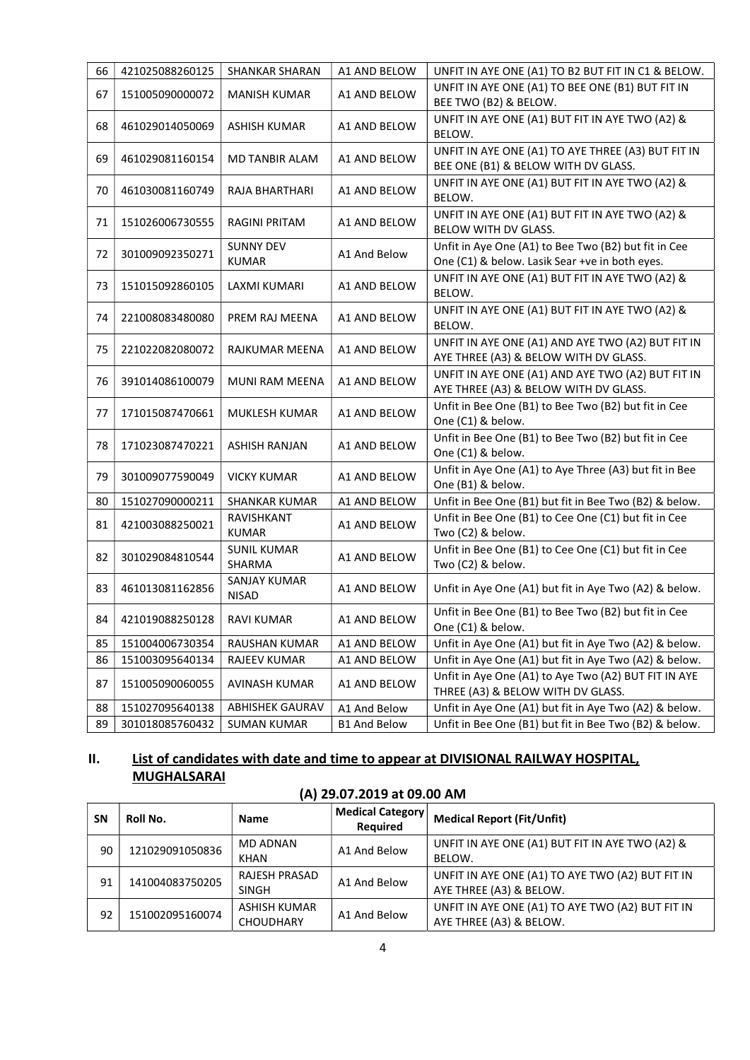| 66 | 421025088260125 | SHANKAR SHARAN | A1 AND BELOW | UNFIT IN AYE ONE (A1) TO B2 BUT FIT IN C1 & BELOW. |
|---|---|---|---|---|
| 67 | 151005090000072 | MANISH KUMAR | A1 AND BELOW | UNFIT IN AYE ONE (A1) TO BEE ONE (B1) BUT FIT IN BEE TWO (B2) & BELOW. |
| 68 | 461029014050069 | ASHISH KUMAR | A1 AND BELOW | UNFIT IN AYE ONE (A1) BUT FIT IN AYE TWO (A2) & BELOW. |
| 69 | 461029081160154 | MD TANBIR ALAM | A1 AND BELOW | UNFIT IN AYE ONE (A1) TO AYE THREE (A3) BUT FIT IN BEE ONE (B1) & BELOW WITH DV GLASS. |
| 70 | 461030081160749 | RAJA BHARTHARI | A1 AND BELOW | UNFIT IN AYE ONE (A1) BUT FIT IN AYE TWO (A2) & BELOW. |
| 71 | 151026006730555 | RAGINI PRITAM | A1 AND BELOW | UNFIT IN AYE ONE (A1) BUT FIT IN AYE TWO (A2) & BELOW WITH DV GLASS. |
| 72 | 301009092350271 | SUNNY DEV KUMAR | A1 And Below | Unfit in Aye One (A1) to Bee Two (B2) but fit in Cee One (C1) & below. Lasik Sear +ve in both eyes. |
| 73 | 151015092860105 | LAXMI KUMARI | A1 AND BELOW | UNFIT IN AYE ONE (A1) BUT FIT IN AYE TWO (A2) & BELOW. |
| 74 | 221008083480080 | PREM RAJ MEENA | A1 AND BELOW | UNFIT IN AYE ONE (A1) BUT FIT IN AYE TWO (A2) & BELOW. |
| 75 | 221022082080072 | RAJKUMAR MEENA | A1 AND BELOW | UNFIT IN AYE ONE (A1) AND AYE TWO (A2) BUT FIT IN AYE THREE (A3) & BELOW WITH DV GLASS. |
| 76 | 391014086100079 | MUNI RAM MEENA | A1 AND BELOW | UNFIT IN AYE ONE (A1) AND AYE TWO (A2) BUT FIT IN AYE THREE (A3) & BELOW WITH DV GLASS. |
| 77 | 171015087470661 | MUKLESH KUMAR | A1 AND BELOW | Unfit in Bee One (B1) to Bee Two (B2) but fit in Cee One (C1) & below. |
| 78 | 171023087470221 | ASHISH RANJAN | A1 AND BELOW | Unfit in Bee One (B1) to Bee Two (B2) but fit in Cee One (C1) & below. |
| 79 | 301009077590049 | VICKY KUMAR | A1 AND BELOW | Unfit in Aye One (A1) to Aye Three (A3) but fit in Bee One (B1) & below. |
| 80 | 151027090000211 | SHANKAR KUMAR | A1 AND BELOW | Unfit in Bee One (B1) but fit in Bee Two (B2) & below. |
| 81 | 421003088250021 | RAVISHKANT KUMAR | A1 AND BELOW | Unfit in Bee One (B1) to Cee One (C1) but fit in Cee Two (C2) & below. |
| 82 | 301029084810544 | SUNIL KUMAR SHARMA | A1 AND BELOW | Unfit in Bee One (B1) to Cee One (C1) but fit in Cee Two (C2) & below. |
| 83 | 461013081162856 | SANJAY KUMAR NISAD | A1 AND BELOW | Unfit in Aye One (A1) but fit in Aye Two (A2) & below. |
| 84 | 421019088250128 | RAVI KUMAR | A1 AND BELOW | Unfit in Bee One (B1) to Bee Two (B2) but fit in Cee One (C1) & below. |
| 85 | 151004006730354 | RAUSHAN KUMAR | A1 AND BELOW | Unfit in Aye One (A1) but fit in Aye Two (A2) & below. |
| 86 | 151003095640134 | RAJEEV KUMAR | A1 AND BELOW | Unfit in Aye One (A1) but fit in Aye Two (A2) & below. |
| 87 | 151005090060055 | AVINASH KUMAR | A1 AND BELOW | Unfit in Aye One (A1) to Aye Two (A2) BUT FIT IN AYE THREE (A3) & BELOW WITH DV GLASS. |
| 88 | 151027095640138 | ABHISHEK GAURAV | A1 And Below | Unfit in Aye One (A1) but fit in Aye Two (A2) & below. |
| 89 | 301018085760432 | SUMAN KUMAR | B1 And Below | Unfit in Bee One (B1) but fit in Bee Two (B2) & below. |

## II. List of candidates with date and time to appear at DIVISIONAL RAILWAY HOSPITAL, MUGHALSARAI

### (A) 29.07.2019 at 09.00 AM

| SN | Roll No. | Name | Medical Category Required | Medical Report (Fit/Unfit) |
|---|---|---|---|---|
| 90 | 121029091050836 | MD ADNAN KHAN | A1 And Below | UNFIT IN AYE ONE (A1) BUT FIT IN AYE TWO (A2) & BELOW. |
| 91 | 141004083750205 | RAJESH PRASAD SINGH | A1 And Below | UNFIT IN AYE ONE (A1) TO AYE TWO (A2) BUT FIT IN AYE THREE (A3) & BELOW. |
| 92 | 151002095160074 | ASHISH KUMAR CHOUDHARY | A1 And Below | UNFIT IN AYE ONE (A1) TO AYE TWO (A2) BUT FIT IN AYE THREE (A3) & BELOW. |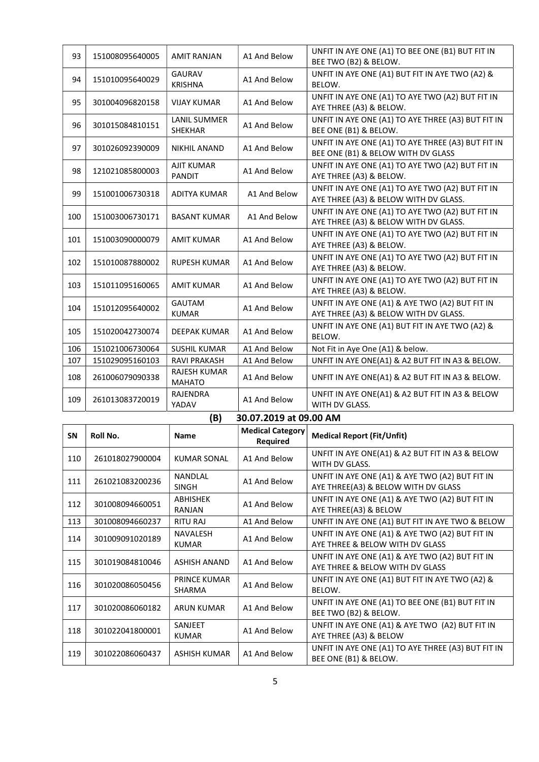| SN | Roll No. | Name | Medical Category Required | Medical Report (Fit/Unfit) |
|---|---|---|---|---|
| 93 | 151008095640005 | AMIT RANJAN | A1 And Below | UNFIT IN AYE ONE (A1) TO BEE ONE (B1) BUT FIT IN BEE TWO (B2) & BELOW. |
| 94 | 151010095640029 | GAURAV KRISHNA | A1 And Below | UNFIT IN AYE ONE (A1) BUT FIT IN AYE TWO (A2) & BELOW. |
| 95 | 301004096820158 | VIJAY KUMAR | A1 And Below | UNFIT IN AYE ONE (A1) TO AYE TWO (A2) BUT FIT IN AYE THREE (A3) & BELOW. |
| 96 | 301015084810151 | LANIL SUMMER SHEKHAR | A1 And Below | UNFIT IN AYE ONE (A1) TO AYE THREE (A3) BUT FIT IN BEE ONE (B1) & BELOW. |
| 97 | 301026092390009 | NIKHIL ANAND | A1 And Below | UNFIT IN AYE ONE (A1) TO AYE THREE (A3) BUT FIT IN BEE ONE (B1) & BELOW WITH DV GLASS |
| 98 | 121021085800003 | AJIT KUMAR PANDIT | A1 And Below | UNFIT IN AYE ONE (A1) TO AYE TWO (A2) BUT FIT IN AYE THREE (A3) & BELOW. |
| 99 | 151001006730318 | ADITYA KUMAR | A1 And Below | UNFIT IN AYE ONE (A1) TO AYE TWO (A2) BUT FIT IN AYE THREE (A3) & BELOW WITH DV GLASS. |
| 100 | 151003006730171 | BASANT KUMAR | A1 And Below | UNFIT IN AYE ONE (A1) TO AYE TWO (A2) BUT FIT IN AYE THREE (A3) & BELOW WITH DV GLASS. |
| 101 | 151003090000079 | AMIT KUMAR | A1 And Below | UNFIT IN AYE ONE (A1) TO AYE TWO (A2) BUT FIT IN AYE THREE (A3) & BELOW. |
| 102 | 151010087880002 | RUPESH KUMAR | A1 And Below | UNFIT IN AYE ONE (A1) TO AYE TWO (A2) BUT FIT IN AYE THREE (A3) & BELOW. |
| 103 | 151011095160065 | AMIT KUMAR | A1 And Below | UNFIT IN AYE ONE (A1) TO AYE TWO (A2) BUT FIT IN AYE THREE (A3) & BELOW. |
| 104 | 151012095640002 | GAUTAM KUMAR | A1 And Below | UNFIT IN AYE ONE (A1) & AYE TWO (A2) BUT FIT IN AYE THREE (A3) & BELOW WITH DV GLASS. |
| 105 | 151020042730074 | DEEPAK KUMAR | A1 And Below | UNFIT IN AYE ONE (A1) BUT FIT IN AYE TWO (A2) & BELOW. |
| 106 | 151021006730064 | SUSHIL KUMAR | A1 And Below | Not Fit in Aye One (A1) & below. |
| 107 | 151029095160103 | RAVI PRAKASH | A1 And Below | UNFIT IN AYE ONE(A1) & A2 BUT FIT IN A3 & BELOW. |
| 108 | 261006079090338 | RAJESH KUMAR MAHATO | A1 And Below | UNFIT IN AYE ONE(A1) & A2 BUT FIT IN A3 & BELOW. |
| 109 | 261013083720019 | RAJENDRA YADAV | A1 And Below | UNFIT IN AYE ONE(A1) & A2 BUT FIT IN A3 & BELOW WITH DV GLASS. |

## (B) 30.07.2019 at 09.00 AM

| SN | Roll No. | Name | Medical Category Required | Medical Report (Fit/Unfit) |
|---|---|---|---|---|
| 110 | 261018027900004 | KUMAR SONAL | A1 And Below | UNFIT IN AYE ONE(A1) & A2 BUT FIT IN A3 & BELOW WITH DV GLASS. |
| 111 | 261021083200236 | NANDLAL SINGH | A1 And Below | UNFIT IN AYE ONE (A1) & AYE TWO (A2) BUT FIT IN AYE THREE(A3) & BELOW WITH DV GLASS |
| 112 | 301008094660051 | ABHISHEK RANJAN | A1 And Below | UNFIT IN AYE ONE (A1) & AYE TWO (A2) BUT FIT IN AYE THREE(A3) & BELOW |
| 113 | 301008094660237 | RITU RAJ | A1 And Below | UNFIT IN AYE ONE (A1) BUT FIT IN AYE TWO & BELOW |
| 114 | 301009091020189 | NAVALESH KUMAR | A1 And Below | UNFIT IN AYE ONE (A1) & AYE TWO (A2) BUT FIT IN AYE THREE & BELOW WITH DV GLASS |
| 115 | 301019084810046 | ASHISH ANAND | A1 And Below | UNFIT IN AYE ONE (A1) & AYE TWO (A2) BUT FIT IN AYE THREE & BELOW WITH DV GLASS |
| 116 | 301020086050456 | PRINCE KUMAR SHARMA | A1 And Below | UNFIT IN AYE ONE (A1) BUT FIT IN AYE TWO (A2) & BELOW. |
| 117 | 301020086060182 | ARUN KUMAR | A1 And Below | UNFIT IN AYE ONE (A1) TO BEE ONE (B1) BUT FIT IN BEE TWO (B2) & BELOW. |
| 118 | 301022041800001 | SANJEET KUMAR | A1 And Below | UNFIT IN AYE ONE (A1) & AYE TWO (A2) BUT FIT IN AYE THREE (A3) & BELOW |
| 119 | 301022086060437 | ASHISH KUMAR | A1 And Below | UNFIT IN AYE ONE (A1) TO AYE THREE (A3) BUT FIT IN BEE ONE (B1) & BELOW. |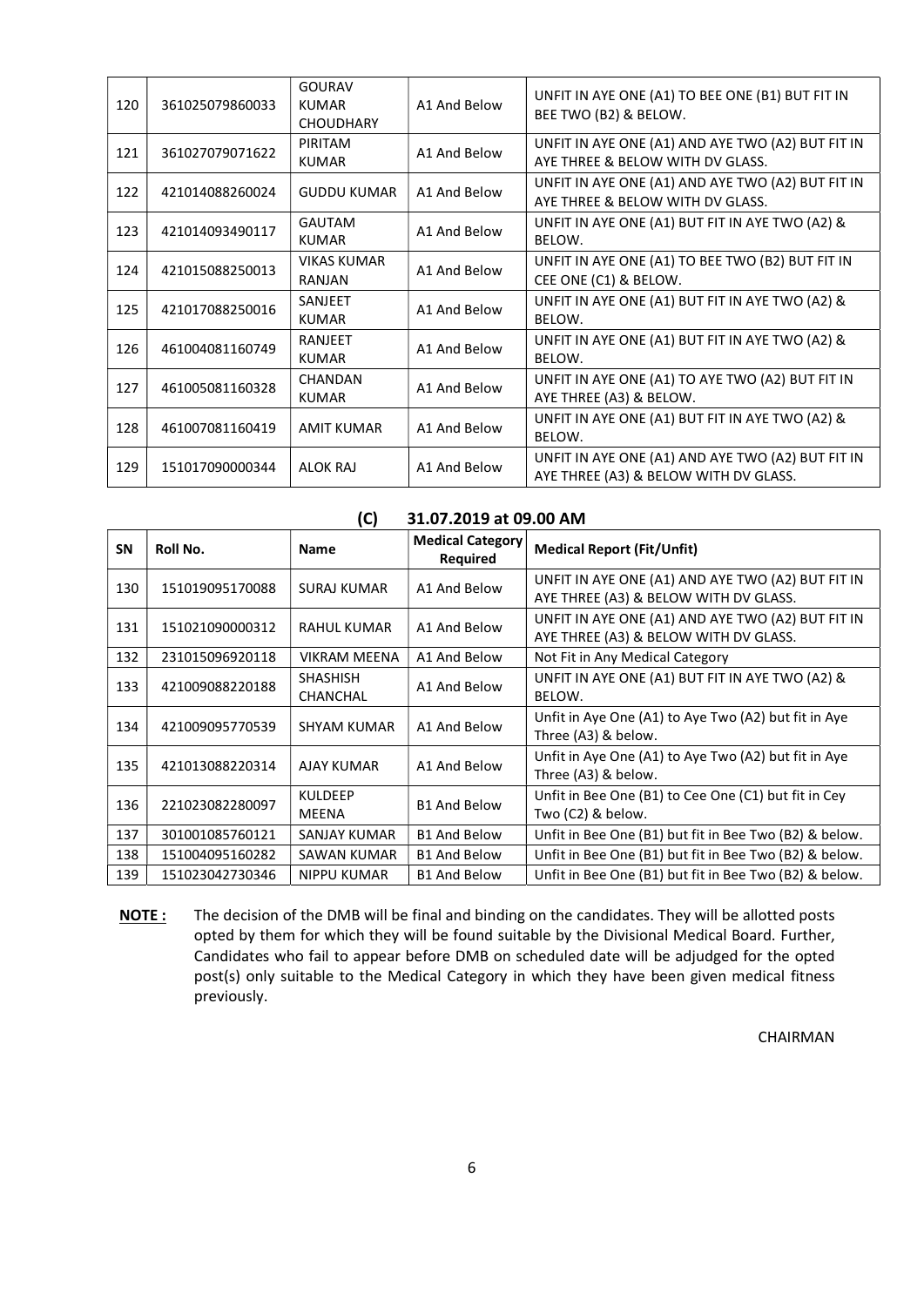| | | | | |
|---|---|---|---|---|
| 120 | 361025079860033 | GOURAV KUMAR CHOUDHARY | A1 And Below | UNFIT IN AYE ONE (A1) TO BEE ONE (B1) BUT FIT IN BEE TWO (B2) & BELOW. |
| 121 | 361027079071622 | PIRITAM KUMAR | A1 And Below | UNFIT IN AYE ONE (A1) AND AYE TWO (A2) BUT FIT IN AYE THREE & BELOW WITH DV GLASS. |
| 122 | 421014088260024 | GUDDU KUMAR | A1 And Below | UNFIT IN AYE ONE (A1) AND AYE TWO (A2) BUT FIT IN AYE THREE & BELOW WITH DV GLASS. |
| 123 | 421014093490117 | GAUTAM KUMAR | A1 And Below | UNFIT IN AYE ONE (A1) BUT FIT IN AYE TWO (A2) & BELOW. |
| 124 | 421015088250013 | VIKAS KUMAR RANJAN | A1 And Below | UNFIT IN AYE ONE (A1) TO BEE TWO (B2) BUT FIT IN CEE ONE (C1) & BELOW. |
| 125 | 421017088250016 | SANJEET KUMAR | A1 And Below | UNFIT IN AYE ONE (A1) BUT FIT IN AYE TWO (A2) & BELOW. |
| 126 | 461004081160749 | RANJEET KUMAR | A1 And Below | UNFIT IN AYE ONE (A1) BUT FIT IN AYE TWO (A2) & BELOW. |
| 127 | 461005081160328 | CHANDAN KUMAR | A1 And Below | UNFIT IN AYE ONE (A1) TO AYE TWO (A2) BUT FIT IN AYE THREE (A3) & BELOW. |
| 128 | 461007081160419 | AMIT KUMAR | A1 And Below | UNFIT IN AYE ONE (A1) BUT FIT IN AYE TWO (A2) & BELOW. |
| 129 | 151017090000344 | ALOK RAJ | A1 And Below | UNFIT IN AYE ONE (A1) AND AYE TWO (A2) BUT FIT IN AYE THREE (A3) & BELOW WITH DV GLASS. |

### (C) 31.07.2019 at 09.00 AM

| SN | Roll No. | Name | Medical Category Required | Medical Report (Fit/Unfit) |
|---|---|---|---|---|
| 130 | 151019095170088 | SURAJ KUMAR | A1 And Below | UNFIT IN AYE ONE (A1) AND AYE TWO (A2) BUT FIT IN AYE THREE (A3) & BELOW WITH DV GLASS. |
| 131 | 151021090000312 | RAHUL KUMAR | A1 And Below | UNFIT IN AYE ONE (A1) AND AYE TWO (A2) BUT FIT IN AYE THREE (A3) & BELOW WITH DV GLASS. |
| 132 | 231015096920118 | VIKRAM MEENA | A1 And Below | Not Fit in Any Medical Category |
| 133 | 421009088220188 | SHASHISH CHANCHAL | A1 And Below | UNFIT IN AYE ONE (A1) BUT FIT IN AYE TWO (A2) & BELOW. |
| 134 | 421009095770539 | SHYAM KUMAR | A1 And Below | Unfit in Aye One (A1) to Aye Two (A2) but fit in Aye Three (A3) & below. |
| 135 | 421013088220314 | AJAY KUMAR | A1 And Below | Unfit in Aye One (A1) to Aye Two (A2) but fit in Aye Three (A3) & below. |
| 136 | 221023082280097 | KULDEEP MEENA | B1 And Below | Unfit in Bee One (B1) to Cee One (C1) but fit in Cey Two (C2) & below. |
| 137 | 301001085760121 | SANJAY KUMAR | B1 And Below | Unfit in Bee One (B1) but fit in Bee Two (B2) & below. |
| 138 | 151004095160282 | SAWAN KUMAR | B1 And Below | Unfit in Bee One (B1) but fit in Bee Two (B2) & below. |
| 139 | 151023042730346 | NIPPU KUMAR | B1 And Below | Unfit in Bee One (B1) but fit in Bee Two (B2) & below. |

**NOTE :** The decision of the DMB will be final and binding on the candidates. They will be allotted posts opted by them for which they will be found suitable by the Divisional Medical Board. Further, Candidates who fail to appear before DMB on scheduled date will be adjudged for the opted post(s) only suitable to the Medical Category in which they have been given medical fitness previously.

CHAIRMAN